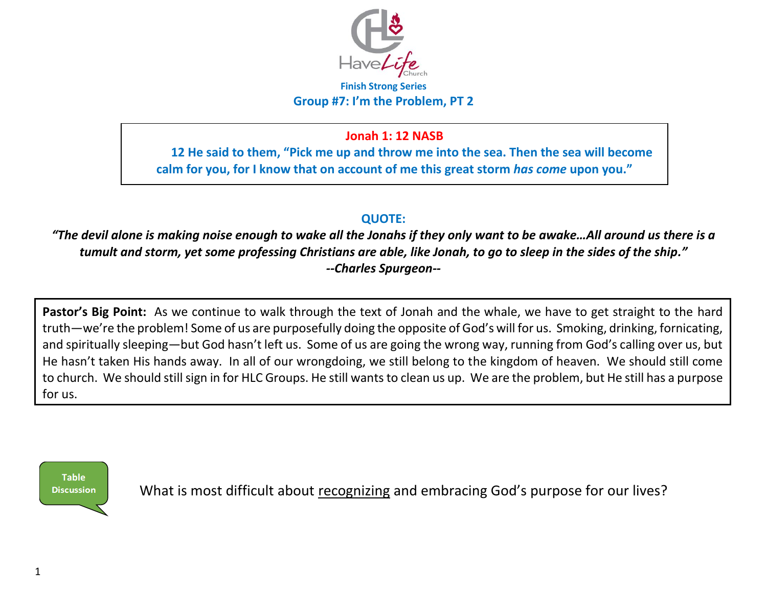HaveLife Church

**Finish Strong Series**

## Group #7: I'm the Problem, PT 2

**Jonah 1: 12 NASB**

**12 He said to them, "Pick me up and throw me into the sea. Then the sea will become calm for you, for I know that on account of me this great storm *has come* upon you."**

**QUOTE:**

***"The devil alone is making noise enough to wake all the Jonahs if they only want to be awake…All around us there is a tumult and storm, yet some professing Christians are able, like Jonah, to go to sleep in the sides of the ship."***
***--Charles Spurgeon--***

**Pastor's Big Point:** As we continue to walk through the text of Jonah and the whale, we have to get straight to the hard truth—we're the problem! Some of us are purposefully doing the opposite of God's will for us. Smoking, drinking, fornicating, and spiritually sleeping—but God hasn't left us. Some of us are going the wrong way, running from God's calling over us, but He hasn't taken His hands away. In all of our wrongdoing, we still belong to the kingdom of heaven. We should still come to church. We should still sign in for HLC Groups. He still wants to clean us up. We are the problem, but He still has a purpose for us.

**Table Discussion**

What is most difficult about recognizing and embracing God's purpose for our lives?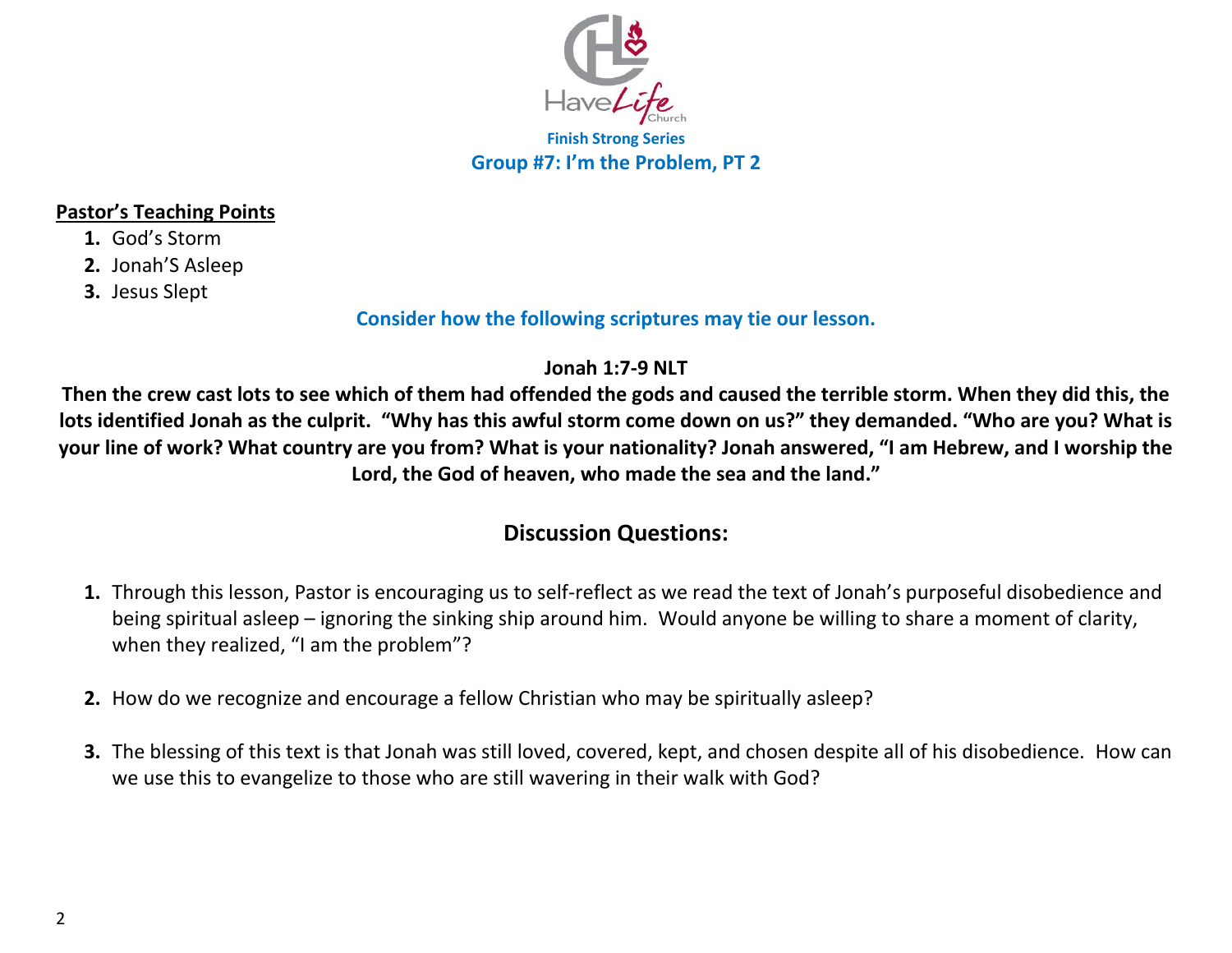Finish Strong Series

## Group #7: I'm the Problem, PT 2

**Pastor's Teaching Points**

1. God's Storm
2. Jonah'S Asleep
3. Jesus Slept

**Consider how the following scriptures may tie our lesson.**

**Jonah 1:7-9 NLT**

**Then the crew cast lots to see which of them had offended the gods and caused the terrible storm. When they did this, the lots identified Jonah as the culprit. "Why has this awful storm come down on us?" they demanded. "Who are you? What is your line of work? What country are you from? What is your nationality? Jonah answered, "I am Hebrew, and I worship the Lord, the God of heaven, who made the sea and the land."**

## Discussion Questions:

1. Through this lesson, Pastor is encouraging us to self-reflect as we read the text of Jonah's purposeful disobedience and being spiritual asleep – ignoring the sinking ship around him. Would anyone be willing to share a moment of clarity, when they realized, "I am the problem"?

2. How do we recognize and encourage a fellow Christian who may be spiritually asleep?

3. The blessing of this text is that Jonah was still loved, covered, kept, and chosen despite all of his disobedience. How can we use this to evangelize to those who are still wavering in their walk with God?